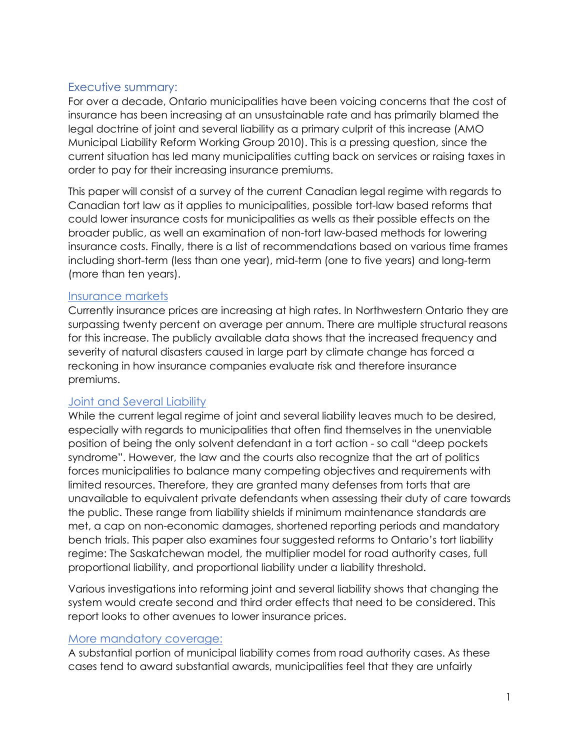## Executive summary:

For over a decade, Ontario municipalities have been voicing concerns that the cost of insurance has been increasing at an unsustainable rate and has primarily blamed the legal doctrine of joint and several liability as a primary culprit of this increase (AMO Municipal Liability Reform Working Group 2010). This is a pressing question, since the current situation has led many municipalities cutting back on services or raising taxes in order to pay for their increasing insurance premiums.

This paper will consist of a survey of the current Canadian legal regime with regards to Canadian tort law as it applies to municipalities, possible tort-law based reforms that could lower insurance costs for municipalities as wells as their possible effects on the broader public, as well an examination of non-tort law-based methods for lowering insurance costs. Finally, there is a list of recommendations based on various time frames including short-term (less than one year), mid-term (one to five years) and long-term (more than ten years).

### Insurance markets

Currently insurance prices are increasing at high rates. In Northwestern Ontario they are surpassing twenty percent on average per annum. There are multiple structural reasons for this increase. The publicly available data shows that the increased frequency and severity of natural disasters caused in large part by climate change has forced a reckoning in how insurance companies evaluate risk and therefore insurance premiums.

### Joint and Several Liability

While the current legal regime of joint and several liability leaves much to be desired, especially with regards to municipalities that often find themselves in the unenviable position of being the only solvent defendant in a tort action - so call "deep pockets syndrome". However, the law and the courts also recognize that the art of politics forces municipalities to balance many competing objectives and requirements with limited resources. Therefore, they are granted many defenses from torts that are unavailable to equivalent private defendants when assessing their duty of care towards the public. These range from liability shields if minimum maintenance standards are met, a cap on non-economic damages, shortened reporting periods and mandatory bench trials. This paper also examines four suggested reforms to Ontario's tort liability regime: The Saskatchewan model, the multiplier model for road authority cases, full proportional liability, and proportional liability under a liability threshold.

Various investigations into reforming joint and several liability shows that changing the system would create second and third order effects that need to be considered. This report looks to other avenues to lower insurance prices.

### More mandatory coverage:

A substantial portion of municipal liability comes from road authority cases. As these cases tend to award substantial awards, municipalities feel that they are unfairly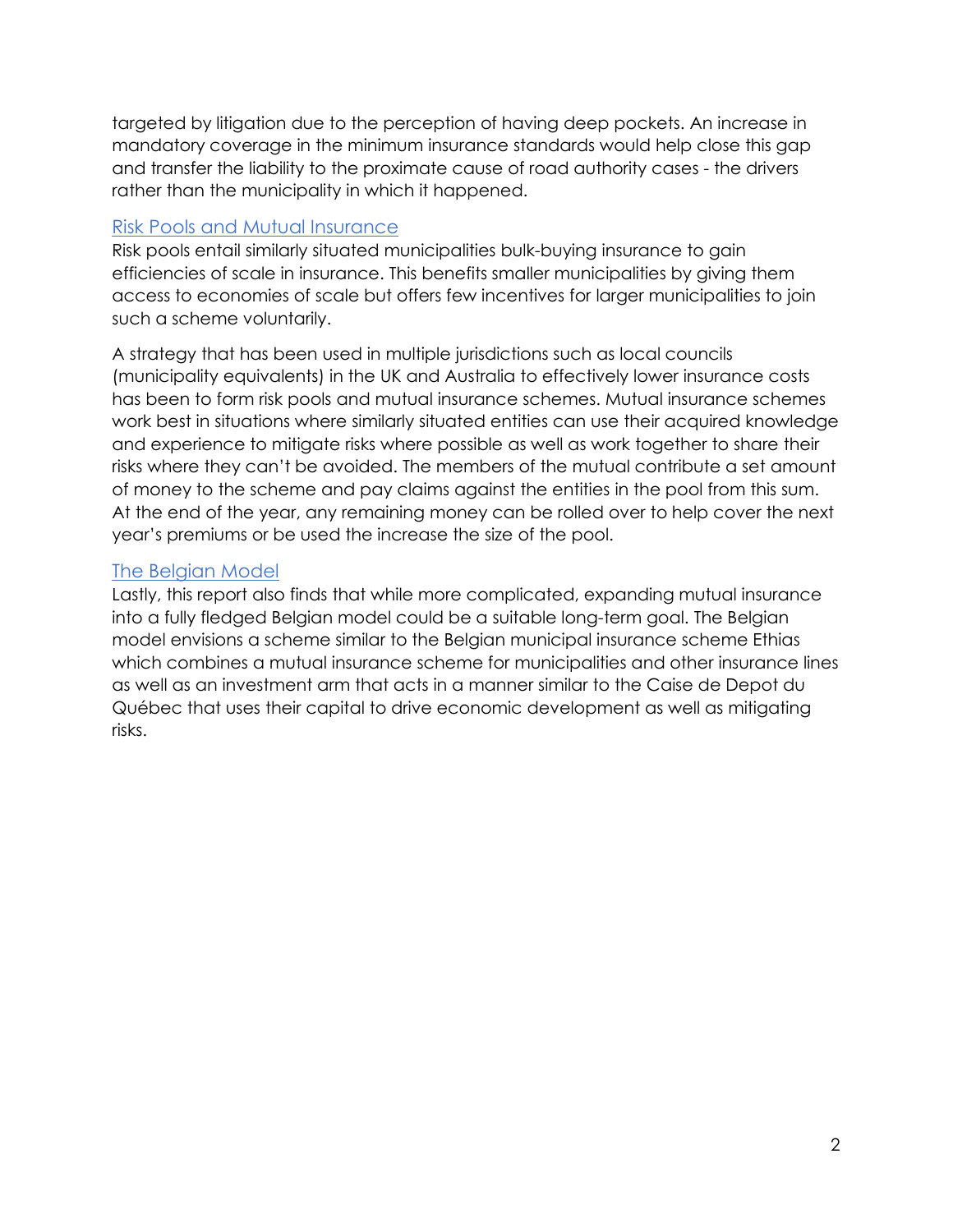targeted by litigation due to the perception of having deep pockets. An increase in mandatory coverage in the minimum insurance standards would help close this gap and transfer the liability to the proximate cause of road authority cases - the drivers rather than the municipality in which it happened.

### Risk Pools and Mutual Insurance

Risk pools entail similarly situated municipalities bulk-buying insurance to gain efficiencies of scale in insurance. This benefits smaller municipalities by giving them access to economies of scale but offers few incentives for larger municipalities to join such a scheme voluntarily.

A strategy that has been used in multiple jurisdictions such as local councils (municipality equivalents) in the UK and Australia to effectively lower insurance costs has been to form risk pools and mutual insurance schemes. Mutual insurance schemes work best in situations where similarly situated entities can use their acquired knowledge and experience to mitigate risks where possible as well as work together to share their risks where they can't be avoided. The members of the mutual contribute a set amount of money to the scheme and pay claims against the entities in the pool from this sum. At the end of the year, any remaining money can be rolled over to help cover the next year's premiums or be used the increase the size of the pool.

### The Belgian Model

Lastly, this report also finds that while more complicated, expanding mutual insurance into a fully fledged Belgian model could be a suitable long-term goal. The Belgian model envisions a scheme similar to the Belgian municipal insurance scheme Ethias which combines a mutual insurance scheme for municipalities and other insurance lines as well as an investment arm that acts in a manner similar to the Caise de Depot du Québec that uses their capital to drive economic development as well as mitigating risks.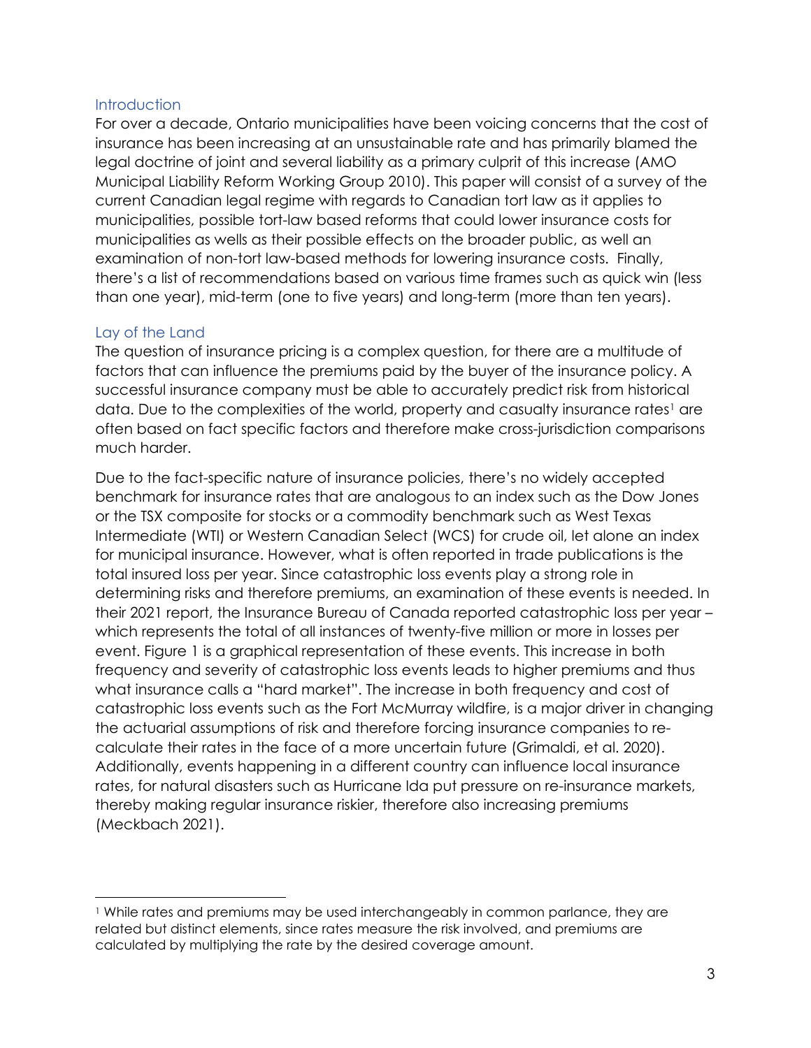## Introduction

For over a decade, Ontario municipalities have been voicing concerns that the cost of insurance has been increasing at an unsustainable rate and has primarily blamed the legal doctrine of joint and several liability as a primary culprit of this increase (AMO Municipal Liability Reform Working Group 2010). This paper will consist of a survey of the current Canadian legal regime with regards to Canadian tort law as it applies to municipalities, possible tort-law based reforms that could lower insurance costs for municipalities as wells as their possible effects on the broader public, as well an examination of non-tort law-based methods for lowering insurance costs. Finally, there's a list of recommendations based on various time frames such as quick win (less than one year), mid-term (one to five years) and long-term (more than ten years).

## Lay of the Land

The question of insurance pricing is a complex question, for there are a multitude of factors that can influence the premiums paid by the buyer of the insurance policy. A successful insurance company must be able to accurately predict risk from historical data. Due to the complexities of the world, property and casualty insurance rates[1] are often based on fact specific factors and therefore make cross-jurisdiction comparisons much harder.

Due to the fact-specific nature of insurance policies, there's no widely accepted benchmark for insurance rates that are analogous to an index such as the Dow Jones or the TSX composite for stocks or a commodity benchmark such as West Texas Intermediate (WTI) or Western Canadian Select (WCS) for crude oil, let alone an index for municipal insurance. However, what is often reported in trade publications is the total insured loss per year. Since catastrophic loss events play a strong role in determining risks and therefore premiums, an examination of these events is needed. In their 2021 report, the Insurance Bureau of Canada reported catastrophic loss per year – which represents the total of all instances of twenty-five million or more in losses per event. Figure 1 is a graphical representation of these events. This increase in both frequency and severity of catastrophic loss events leads to higher premiums and thus what insurance calls a "hard market". The increase in both frequency and cost of catastrophic loss events such as the Fort McMurray wildfire, is a major driver in changing the actuarial assumptions of risk and therefore forcing insurance companies to re-calculate their rates in the face of a more uncertain future (Grimaldi, et al. 2020). Additionally, events happening in a different country can influence local insurance rates, for natural disasters such as Hurricane Ida put pressure on re-insurance markets, thereby making regular insurance riskier, therefore also increasing premiums (Meckbach 2021).

---

[1] While rates and premiums may be used interchangeably in common parlance, they are related but distinct elements, since rates measure the risk involved, and premiums are calculated by multiplying the rate by the desired coverage amount.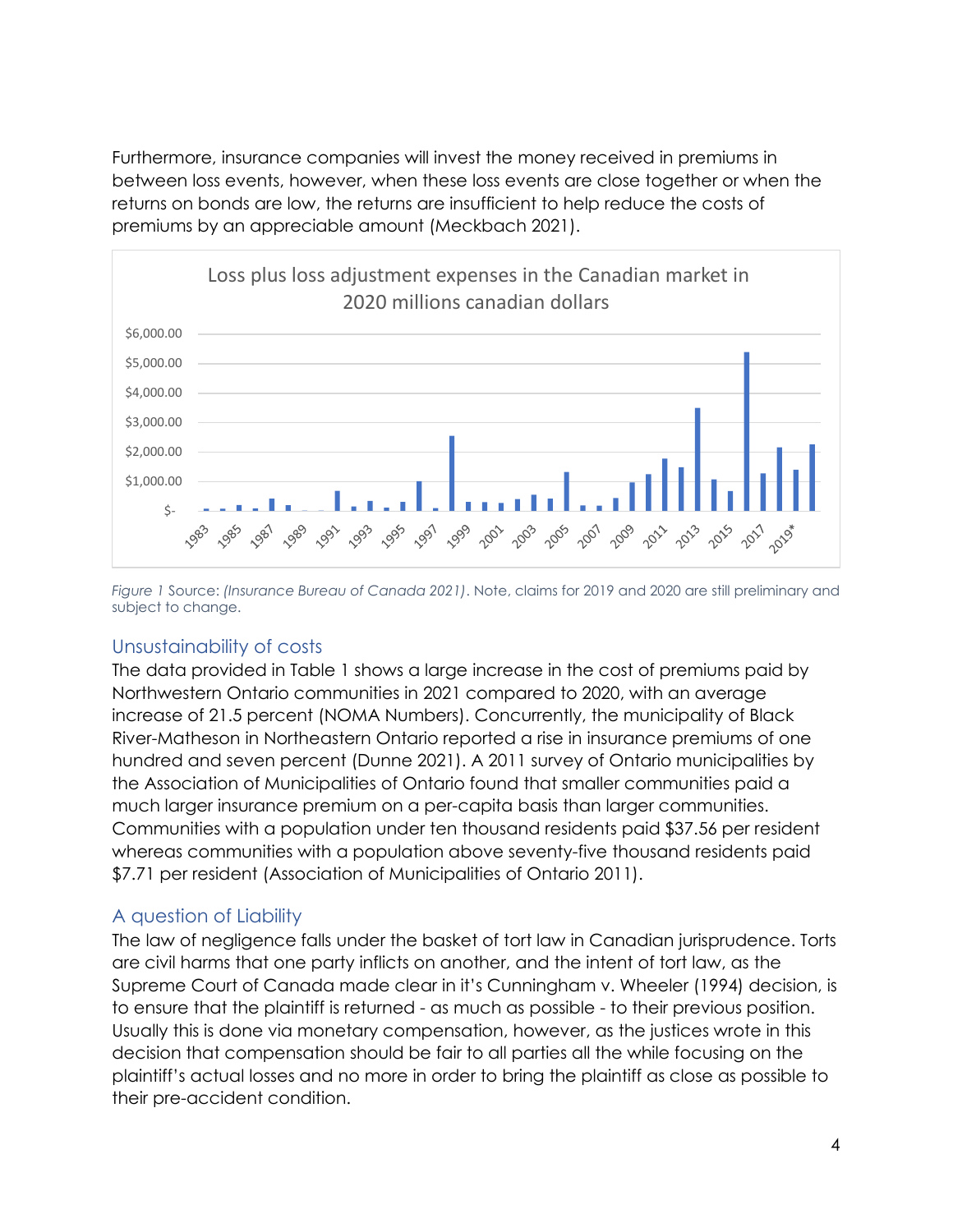Furthermore, insurance companies will invest the money received in premiums in between loss events, however, when these loss events are close together or when the returns on bonds are low, the returns are insufficient to help reduce the costs of premiums by an appreciable amount (Meckbach 2021).

Loss plus loss adjustment expenses in the Canadian market in 2020 millions canadian dollars

*Figure 1* Source: *(Insurance Bureau of Canada 2021)*. Note, claims for 2019 and 2020 are still preliminary and subject to change.

## Unsustainability of costs

The data provided in Table 1 shows a large increase in the cost of premiums paid by Northwestern Ontario communities in 2021 compared to 2020, with an average increase of 21.5 percent (NOMA Numbers). Concurrently, the municipality of Black River-Matheson in Northeastern Ontario reported a rise in insurance premiums of one hundred and seven percent (Dunne 2021). A 2011 survey of Ontario municipalities by the Association of Municipalities of Ontario found that smaller communities paid a much larger insurance premium on a per-capita basis than larger communities. Communities with a population under ten thousand residents paid $37.56 per resident whereas communities with a population above seventy-five thousand residents paid $7.71 per resident (Association of Municipalities of Ontario 2011).

## A question of Liability

The law of negligence falls under the basket of tort law in Canadian jurisprudence. Torts are civil harms that one party inflicts on another, and the intent of tort law, as the Supreme Court of Canada made clear in it's Cunningham v. Wheeler (1994) decision, is to ensure that the plaintiff is returned - as much as possible - to their previous position. Usually this is done via monetary compensation, however, as the justices wrote in this decision that compensation should be fair to all parties all the while focusing on the plaintiff's actual losses and no more in order to bring the plaintiff as close as possible to their pre-accident condition.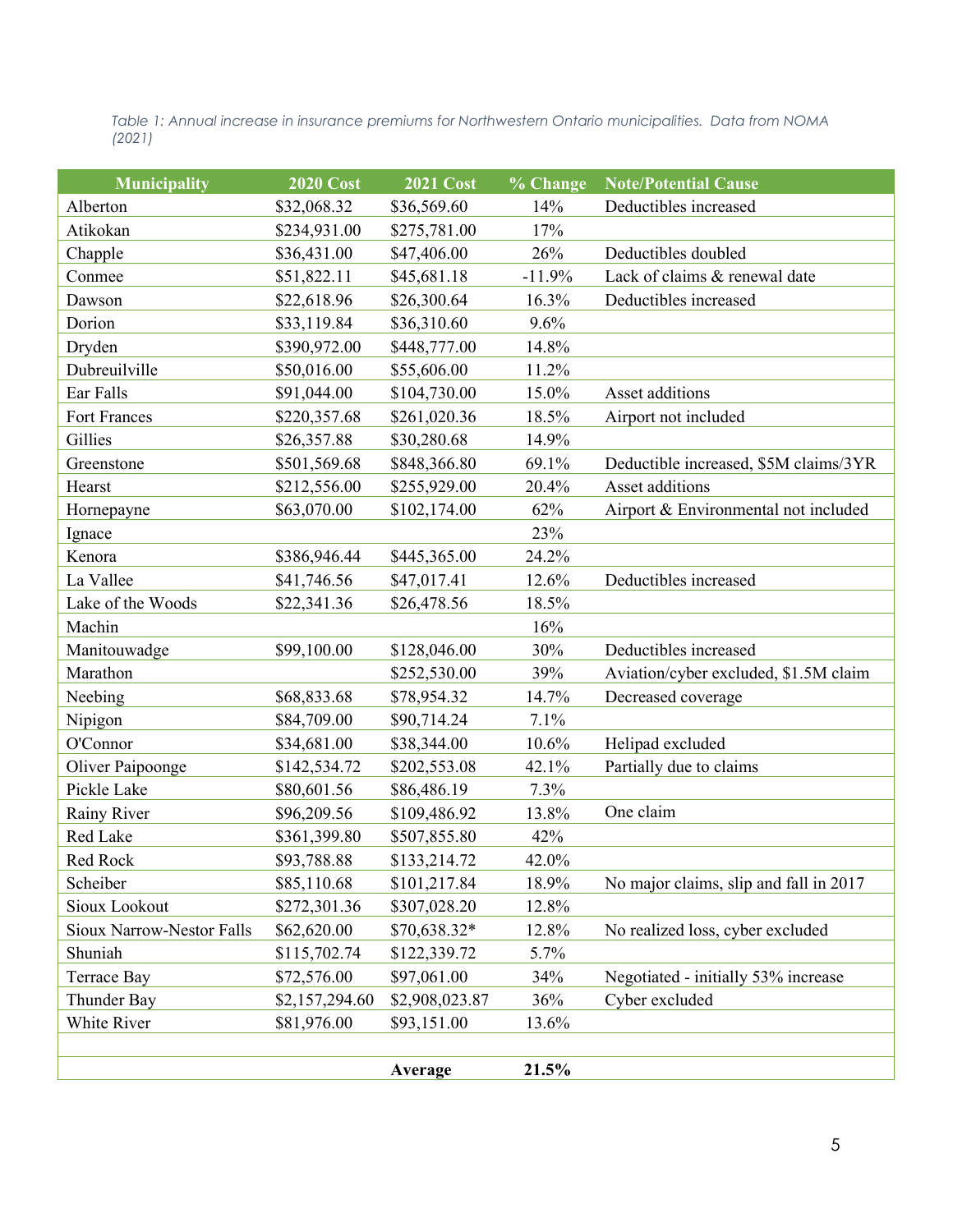*Table 1: Annual increase in insurance premiums for Northwestern Ontario municipalities. Data from NOMA (2021)*

| Municipality | 2020 Cost | 2021 Cost | % Change | Note/Potential Cause |
|---|---|---|---|---|
| Alberton | $32,068.32 | $36,569.60 | 14% | Deductibles increased |
| Atikokan | $234,931.00 | $275,781.00 | 17% | |
| Chapple | $36,431.00 | $47,406.00 | 26% | Deductibles doubled |
| Conmee | $51,822.11 | $45,681.18 | -11.9% | Lack of claims & renewal date |
| Dawson | $22,618.96 | $26,300.64 | 16.3% | Deductibles increased |
| Dorion | $33,119.84 | $36,310.60 | 9.6% | |
| Dryden | $390,972.00 | $448,777.00 | 14.8% | |
| Dubreuilville | $50,016.00 | $55,606.00 | 11.2% | |
| Ear Falls | $91,044.00 | $104,730.00 | 15.0% | Asset additions |
| Fort Frances | $220,357.68 | $261,020.36 | 18.5% | Airport not included |
| Gillies | $26,357.88 | $30,280.68 | 14.9% | |
| Greenstone | $501,569.68 | $848,366.80 | 69.1% | Deductible increased, $5M claims/3YR |
| Hearst | $212,556.00 | $255,929.00 | 20.4% | Asset additions |
| Hornepayne | $63,070.00 | $102,174.00 | 62% | Airport & Environmental not included |
| Ignace | | | 23% | |
| Kenora | $386,946.44 | $445,365.00 | 24.2% | |
| La Vallee | $41,746.56 | $47,017.41 | 12.6% | Deductibles increased |
| Lake of the Woods | $22,341.36 | $26,478.56 | 18.5% | |
| Machin | | | 16% | |
| Manitouwadge | $99,100.00 | $128,046.00 | 30% | Deductibles increased |
| Marathon | | $252,530.00 | 39% | Aviation/cyber excluded, $1.5M claim |
| Neebing | $68,833.68 | $78,954.32 | 14.7% | Decreased coverage |
| Nipigon | $84,709.00 | $90,714.24 | 7.1% | |
| O'Connor | $34,681.00 | $38,344.00 | 10.6% | Helipad excluded |
| Oliver Paipoonge | $142,534.72 | $202,553.08 | 42.1% | Partially due to claims |
| Pickle Lake | $80,601.56 | $86,486.19 | 7.3% | |
| Rainy River | $96,209.56 | $109,486.92 | 13.8% | One claim |
| Red Lake | $361,399.80 | $507,855.80 | 42% | |
| Red Rock | $93,788.88 | $133,214.72 | 42.0% | |
| Scheiber | $85,110.68 | $101,217.84 | 18.9% | No major claims, slip and fall in 2017 |
| Sioux Lookout | $272,301.36 | $307,028.20 | 12.8% | |
| Sioux Narrow-Nestor Falls | $62,620.00 | $70,638.32* | 12.8% | No realized loss, cyber excluded |
| Shuniah | $115,702.74 | $122,339.72 | 5.7% | |
| Terrace Bay | $72,576.00 | $97,061.00 | 34% | Negotiated - initially 53% increase |
| Thunder Bay | $2,157,294.60 | $2,908,023.87 | 36% | Cyber excluded |
| White River | $81,976.00 | $93,151.00 | 13.6% | |
| | | | | |
| | | **Average** | **21.5%** | |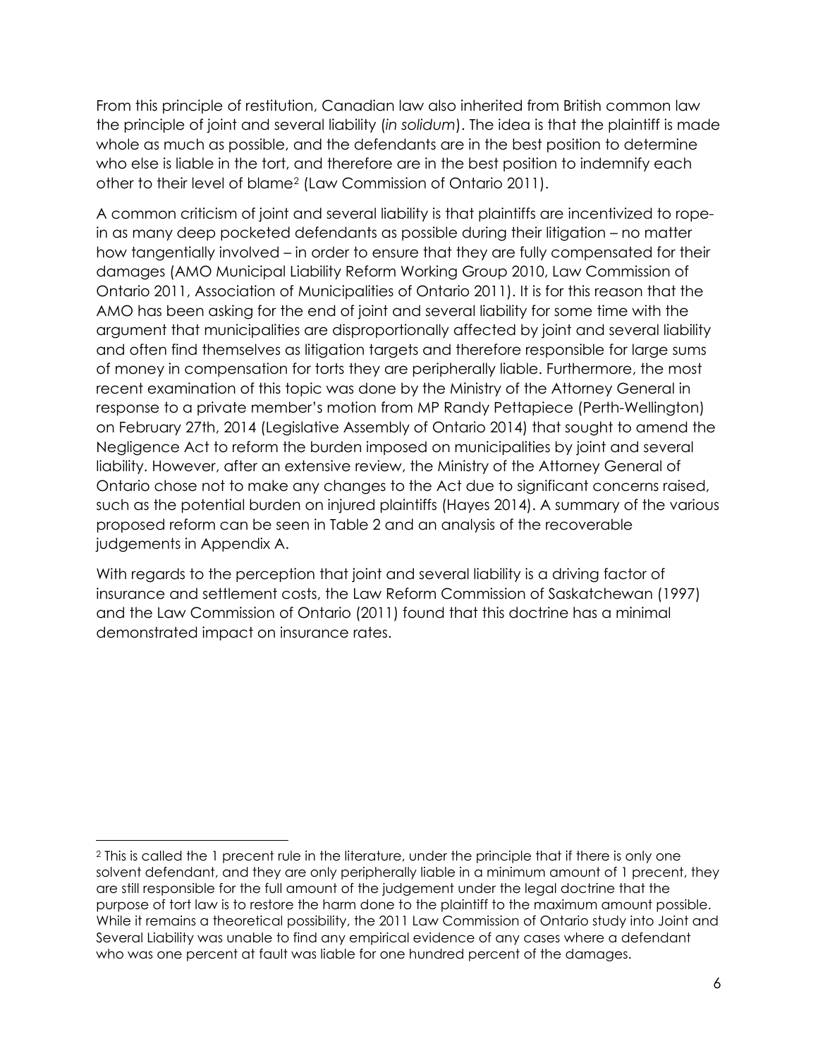From this principle of restitution, Canadian law also inherited from British common law the principle of joint and several liability (*in solidum*). The idea is that the plaintiff is made whole as much as possible, and the defendants are in the best position to determine who else is liable in the tort, and therefore are in the best position to indemnify each other to their level of blame[2] (Law Commission of Ontario 2011).

A common criticism of joint and several liability is that plaintiffs are incentivized to rope-in as many deep pocketed defendants as possible during their litigation – no matter how tangentially involved – in order to ensure that they are fully compensated for their damages (AMO Municipal Liability Reform Working Group 2010, Law Commission of Ontario 2011, Association of Municipalities of Ontario 2011). It is for this reason that the AMO has been asking for the end of joint and several liability for some time with the argument that municipalities are disproportionally affected by joint and several liability and often find themselves as litigation targets and therefore responsible for large sums of money in compensation for torts they are peripherally liable. Furthermore, the most recent examination of this topic was done by the Ministry of the Attorney General in response to a private member's motion from MP Randy Pettapiece (Perth-Wellington) on February 27th, 2014 (Legislative Assembly of Ontario 2014) that sought to amend the Negligence Act to reform the burden imposed on municipalities by joint and several liability. However, after an extensive review, the Ministry of the Attorney General of Ontario chose not to make any changes to the Act due to significant concerns raised, such as the potential burden on injured plaintiffs (Hayes 2014). A summary of the various proposed reform can be seen in Table 2 and an analysis of the recoverable judgements in Appendix A.

With regards to the perception that joint and several liability is a driving factor of insurance and settlement costs, the Law Reform Commission of Saskatchewan (1997) and the Law Commission of Ontario (2011) found that this doctrine has a minimal demonstrated impact on insurance rates.

---

[2] This is called the 1 precent rule in the literature, under the principle that if there is only one solvent defendant, and they are only peripherally liable in a minimum amount of 1 precent, they are still responsible for the full amount of the judgement under the legal doctrine that the purpose of tort law is to restore the harm done to the plaintiff to the maximum amount possible. While it remains a theoretical possibility, the 2011 Law Commission of Ontario study into Joint and Several Liability was unable to find any empirical evidence of any cases where a defendant who was one percent at fault was liable for one hundred percent of the damages.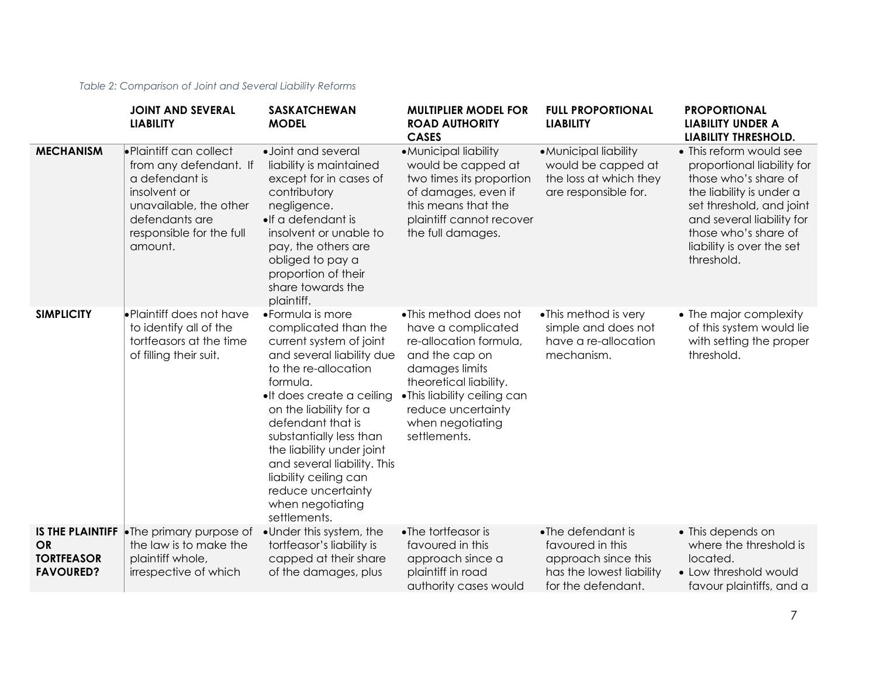*Table 2: Comparison of Joint and Several Liability Reforms*

| | JOINT AND SEVERAL LIABILITY | SASKATCHEWAN MODEL | MULTIPLIER MODEL FOR ROAD AUTHORITY CASES | FULL PROPORTIONAL LIABILITY | PROPORTIONAL LIABILITY UNDER A LIABILITY THRESHOLD. |
|---|---|---|---|---|---|
| **MECHANISM** | • Plaintiff can collect from any defendant. If a defendant is insolvent or unavailable, the other defendants are responsible for the full amount. | • Joint and several liability is maintained except for in cases of contributory negligence.<br>• If a defendant is insolvent or unable to pay, the others are obliged to pay a proportion of their share towards the plaintiff. | • Municipal liability would be capped at two times its proportion of damages, even if this means that the plaintiff cannot recover the full damages. | • Municipal liability would be capped at the loss at which they are responsible for. | • This reform would see proportional liability for those who's share of the liability is under a set threshold, and joint and several liability for those who's share of liability is over the set threshold. |
| **SIMPLICITY** | • Plaintiff does not have to identify all of the tortfeasors at the time of filling their suit. | • Formula is more complicated than the current system of joint and several liability due to the re-allocation formula.<br>• It does create a ceiling on the liability for a defendant that is substantially less than the liability under joint and several liability. This liability ceiling can reduce uncertainty when negotiating settlements. | • This method does not have a complicated re-allocation formula, and the cap on damages limits theoretical liability.<br>• This liability ceiling can reduce uncertainty when negotiating settlements. | • This method is very simple and does not have a re-allocation mechanism. | • The major complexity of this system would lie with setting the proper threshold. |
| **IS THE PLAINTIFF OR TORTFEASOR FAVOURED?** | • The primary purpose of the law is to make the plaintiff whole, irrespective of which | • Under this system, the tortfeasor's liability is capped at their share of the damages, plus | • The tortfeasor is favoured in this approach since a plaintiff in road authority cases would | • The defendant is favoured in this approach since this has the lowest liability for the defendant. | • This depends on where the threshold is located.<br>• Low threshold would favour plaintiffs, and a |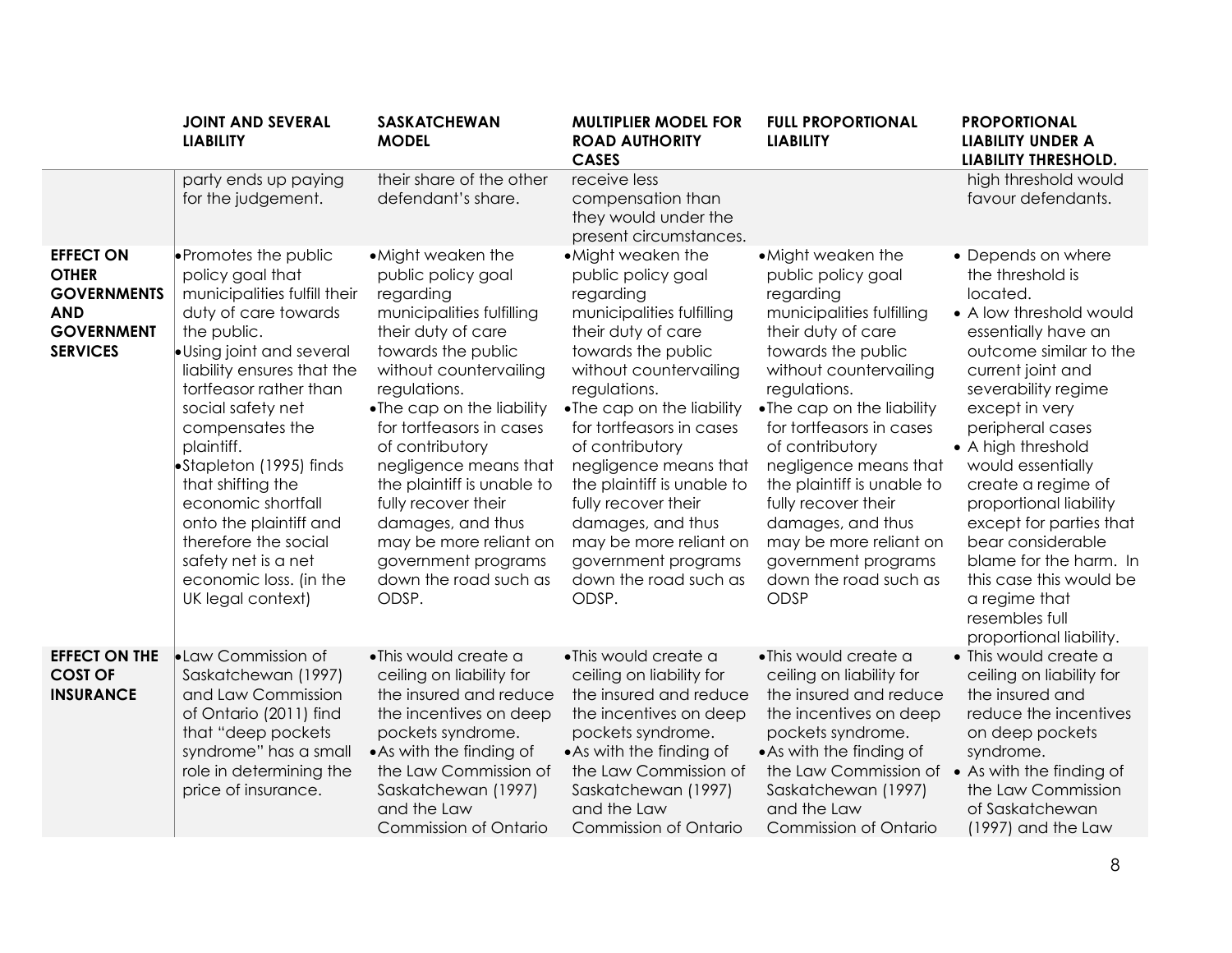| | JOINT AND SEVERAL LIABILITY | SASKATCHEWAN MODEL | MULTIPLIER MODEL FOR ROAD AUTHORITY CASES | FULL PROPORTIONAL LIABILITY | PROPORTIONAL LIABILITY UNDER A LIABILITY THRESHOLD. |
|---|---|---|---|---|---|
| | party ends up paying for the judgement. | their share of the other defendant's share. | receive less compensation than they would under the present circumstances. | | high threshold would favour defendants. |
| **EFFECT ON OTHER GOVERNMENTS AND GOVERNMENT SERVICES** | • Promotes the public policy goal that municipalities fulfill their duty of care towards the public.<br>• Using joint and several liability ensures that the tortfeasor rather than social safety net compensates the plaintiff.<br>• Stapleton (1995) finds that shifting the economic shortfall onto the plaintiff and therefore the social safety net is a net economic loss. (in the UK legal context) | • Might weaken the public policy goal regarding municipalities fulfilling their duty of care towards the public without countervailing regulations.<br>• The cap on the liability for tortfeasors in cases of contributory negligence means that the plaintiff is unable to fully recover their damages, and thus may be more reliant on government programs down the road such as ODSP. | • Might weaken the public policy goal regarding municipalities fulfilling their duty of care towards the public without countervailing regulations.<br>• The cap on the liability for tortfeasors in cases of contributory negligence means that the plaintiff is unable to fully recover their damages, and thus may be more reliant on government programs down the road such as ODSP. | • Might weaken the public policy goal regarding municipalities fulfilling their duty of care towards the public without countervailing regulations.<br>• The cap on the liability for tortfeasors in cases of contributory negligence means that the plaintiff is unable to fully recover their damages, and thus may be more reliant on government programs down the road such as ODSP | • Depends on where the threshold is located.<br>• A low threshold would essentially have an outcome similar to the current joint and severability regime except in very peripheral cases<br>• A high threshold would essentially create a regime of proportional liability except for parties that bear considerable blame for the harm. In this case this would be a regime that resembles full proportional liability. |
| **EFFECT ON THE COST OF INSURANCE** | • Law Commission of Saskatchewan (1997) and Law Commission of Ontario (2011) find that "deep pockets syndrome" has a small role in determining the price of insurance. | • This would create a ceiling on liability for the insured and reduce the incentives on deep pockets syndrome.<br>• As with the finding of the Law Commission of Saskatchewan (1997) and the Law Commission of Ontario | • This would create a ceiling on liability for the insured and reduce the incentives on deep pockets syndrome.<br>• As with the finding of the Law Commission of Saskatchewan (1997) and the Law Commission of Ontario | • This would create a ceiling on liability for the insured and reduce the incentives on deep pockets syndrome.<br>• As with the finding of the Law Commission of Saskatchewan (1997) and the Law Commission of Ontario | • This would create a ceiling on liability for the insured and reduce the incentives on deep pockets syndrome.<br>• As with the finding of the Law Commission of Saskatchewan (1997) and the Law |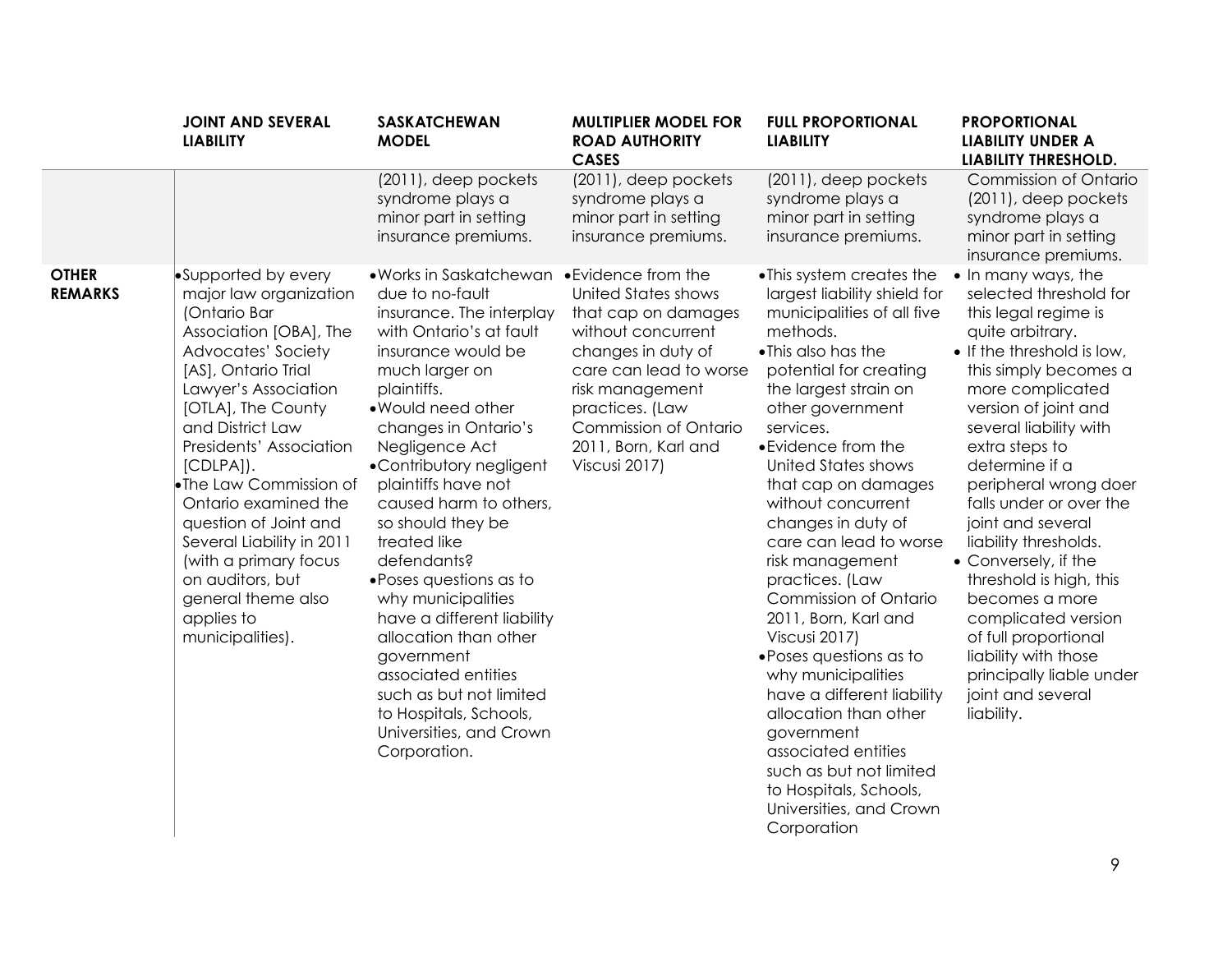| | JOINT AND SEVERAL LIABILITY | SASKATCHEWAN MODEL | MULTIPLIER MODEL FOR ROAD AUTHORITY CASES | FULL PROPORTIONAL LIABILITY | PROPORTIONAL LIABILITY UNDER A LIABILITY THRESHOLD. |
|---|---|---|---|---|---|
| | | (2011), deep pockets syndrome plays a minor part in setting insurance premiums. | (2011), deep pockets syndrome plays a minor part in setting insurance premiums. | (2011), deep pockets syndrome plays a minor part in setting insurance premiums. | Commission of Ontario (2011), deep pockets syndrome plays a minor part in setting insurance premiums. |
| **OTHER REMARKS** | • Supported by every major law organization (Ontario Bar Association [OBA], The Advocates' Society [AS], Ontario Trial Lawyer's Association [OTLA], The County and District Law Presidents' Association [CDLPA]).<br>• The Law Commission of Ontario examined the question of Joint and Several Liability in 2011 (with a primary focus on auditors, but general theme also applies to municipalities). | • Works in Saskatchewan due to no-fault insurance. The interplay with Ontario's at fault insurance would be much larger on plaintiffs.<br>• Would need other changes in Ontario's Negligence Act<br>• Contributory negligent plaintiffs have not caused harm to others, so should they be treated like defendants?<br>• Poses questions as to why municipalities have a different liability allocation than other government associated entities such as but not limited to Hospitals, Schools, Universities, and Crown Corporation. | • Evidence from the United States shows that cap on damages without concurrent changes in duty of care can lead to worse risk management practices. (Law Commission of Ontario 2011, Born, Karl and Viscusi 2017) | • This system creates the largest liability shield for municipalities of all five methods.<br>• This also has the potential for creating the largest strain on other government services.<br>• Evidence from the United States shows that cap on damages without concurrent changes in duty of care can lead to worse risk management practices. (Law Commission of Ontario 2011, Born, Karl and Viscusi 2017)<br>• Poses questions as to why municipalities have a different liability allocation than other government associated entities such as but not limited to Hospitals, Schools, Universities, and Crown Corporation | • In many ways, the selected threshold for this legal regime is quite arbitrary.<br>• If the threshold is low, this simply becomes a more complicated version of joint and several liability with extra steps to determine if a peripheral wrong doer falls under or over the joint and several liability thresholds.<br>• Conversely, if the threshold is high, this becomes a more complicated version of full proportional liability with those principally liable under joint and several liability. |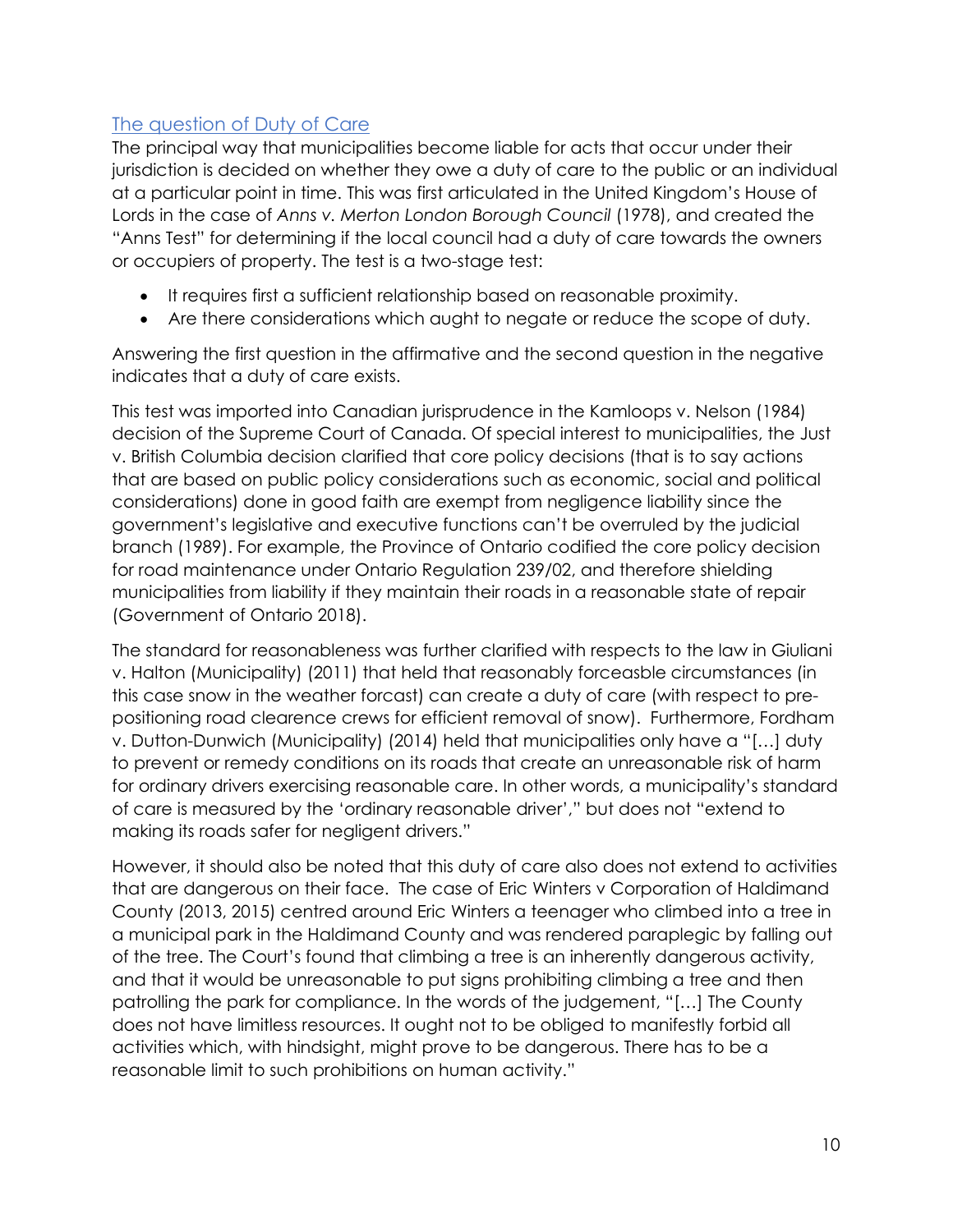## The question of Duty of Care

The principal way that municipalities become liable for acts that occur under their jurisdiction is decided on whether they owe a duty of care to the public or an individual at a particular point in time. This was first articulated in the United Kingdom's House of Lords in the case of *Anns v. Merton London Borough Council* (1978), and created the "Anns Test" for determining if the local council had a duty of care towards the owners or occupiers of property. The test is a two-stage test:

- It requires first a sufficient relationship based on reasonable proximity.
- Are there considerations which aught to negate or reduce the scope of duty.

Answering the first question in the affirmative and the second question in the negative indicates that a duty of care exists.

This test was imported into Canadian jurisprudence in the Kamloops v. Nelson (1984) decision of the Supreme Court of Canada. Of special interest to municipalities, the Just v. British Columbia decision clarified that core policy decisions (that is to say actions that are based on public policy considerations such as economic, social and political considerations) done in good faith are exempt from negligence liability since the government's legislative and executive functions can't be overruled by the judicial branch (1989). For example, the Province of Ontario codified the core policy decision for road maintenance under Ontario Regulation 239/02, and therefore shielding municipalities from liability if they maintain their roads in a reasonable state of repair (Government of Ontario 2018).

The standard for reasonableness was further clarified with respects to the law in Giuliani v. Halton (Municipality) (2011) that held that reasonably forceasble circumstances (in this case snow in the weather forcast) can create a duty of care (with respect to pre-positioning road clearence crews for efficient removal of snow). Furthermore, Fordham v. Dutton-Dunwich (Municipality) (2014) held that municipalities only have a "[…] duty to prevent or remedy conditions on its roads that create an unreasonable risk of harm for ordinary drivers exercising reasonable care. In other words, a municipality's standard of care is measured by the 'ordinary reasonable driver'," but does not "extend to making its roads safer for negligent drivers."

However, it should also be noted that this duty of care also does not extend to activities that are dangerous on their face. The case of Eric Winters v Corporation of Haldimand County (2013, 2015) centred around Eric Winters a teenager who climbed into a tree in a municipal park in the Haldimand County and was rendered paraplegic by falling out of the tree. The Court's found that climbing a tree is an inherently dangerous activity, and that it would be unreasonable to put signs prohibiting climbing a tree and then patrolling the park for compliance. In the words of the judgement, "[…] The County does not have limitless resources. It ought not to be obliged to manifestly forbid all activities which, with hindsight, might prove to be dangerous. There has to be a reasonable limit to such prohibitions on human activity."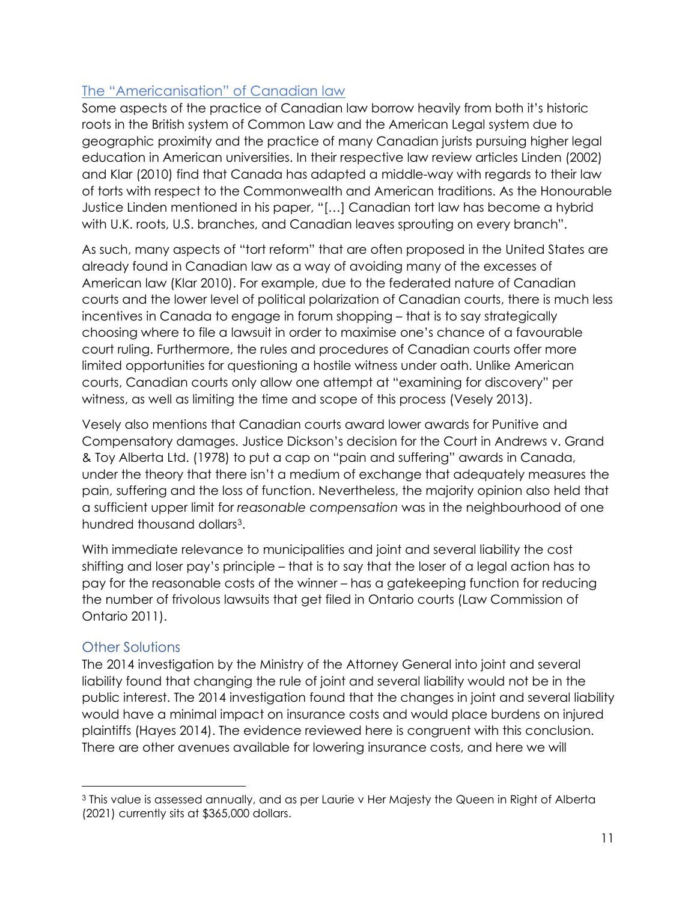## The "Americanisation" of Canadian law

Some aspects of the practice of Canadian law borrow heavily from both it's historic roots in the British system of Common Law and the American Legal system due to geographic proximity and the practice of many Canadian jurists pursuing higher legal education in American universities. In their respective law review articles Linden (2002) and Klar (2010) find that Canada has adapted a middle-way with regards to their law of torts with respect to the Commonwealth and American traditions. As the Honourable Justice Linden mentioned in his paper, "[…] Canadian tort law has become a hybrid with U.K. roots, U.S. branches, and Canadian leaves sprouting on every branch".

As such, many aspects of "tort reform" that are often proposed in the United States are already found in Canadian law as a way of avoiding many of the excesses of American law (Klar 2010). For example, due to the federated nature of Canadian courts and the lower level of political polarization of Canadian courts, there is much less incentives in Canada to engage in forum shopping – that is to say strategically choosing where to file a lawsuit in order to maximise one's chance of a favourable court ruling. Furthermore, the rules and procedures of Canadian courts offer more limited opportunities for questioning a hostile witness under oath. Unlike American courts, Canadian courts only allow one attempt at "examining for discovery" per witness, as well as limiting the time and scope of this process (Vesely 2013).

Vesely also mentions that Canadian courts award lower awards for Punitive and Compensatory damages. Justice Dickson's decision for the Court in Andrews v. Grand & Toy Alberta Ltd. (1978) to put a cap on "pain and suffering" awards in Canada, under the theory that there isn't a medium of exchange that adequately measures the pain, suffering and the loss of function. Nevertheless, the majority opinion also held that a sufficient upper limit for *reasonable compensation* was in the neighbourhood of one hundred thousand dollars[3].

With immediate relevance to municipalities and joint and several liability the cost shifting and loser pay's principle – that is to say that the loser of a legal action has to pay for the reasonable costs of the winner – has a gatekeeping function for reducing the number of frivolous lawsuits that get filed in Ontario courts (Law Commission of Ontario 2011).

## Other Solutions

The 2014 investigation by the Ministry of the Attorney General into joint and several liability found that changing the rule of joint and several liability would not be in the public interest. The 2014 investigation found that the changes in joint and several liability would have a minimal impact on insurance costs and would place burdens on injured plaintiffs (Hayes 2014). The evidence reviewed here is congruent with this conclusion. There are other avenues available for lowering insurance costs, and here we will

---

[3] This value is assessed annually, and as per Laurie v Her Majesty the Queen in Right of Alberta (2021) currently sits at $365,000 dollars.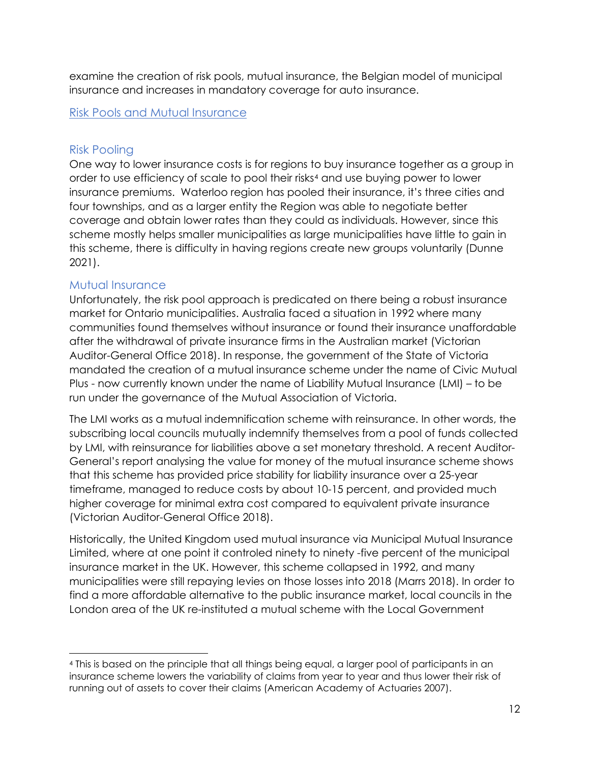examine the creation of risk pools, mutual insurance, the Belgian model of municipal insurance and increases in mandatory coverage for auto insurance.

## Risk Pools and Mutual Insurance

### Risk Pooling

One way to lower insurance costs is for regions to buy insurance together as a group in order to use efficiency of scale to pool their risks[4] and use buying power to lower insurance premiums. Waterloo region has pooled their insurance, it's three cities and four townships, and as a larger entity the Region was able to negotiate better coverage and obtain lower rates than they could as individuals. However, since this scheme mostly helps smaller municipalities as large municipalities have little to gain in this scheme, there is difficulty in having regions create new groups voluntarily (Dunne 2021).

### Mutual Insurance

Unfortunately, the risk pool approach is predicated on there being a robust insurance market for Ontario municipalities. Australia faced a situation in 1992 where many communities found themselves without insurance or found their insurance unaffordable after the withdrawal of private insurance firms in the Australian market (Victorian Auditor-General Office 2018). In response, the government of the State of Victoria mandated the creation of a mutual insurance scheme under the name of Civic Mutual Plus - now currently known under the name of Liability Mutual Insurance (LMI) – to be run under the governance of the Mutual Association of Victoria.

The LMI works as a mutual indemnification scheme with reinsurance. In other words, the subscribing local councils mutually indemnify themselves from a pool of funds collected by LMI, with reinsurance for liabilities above a set monetary threshold. A recent Auditor-General's report analysing the value for money of the mutual insurance scheme shows that this scheme has provided price stability for liability insurance over a 25-year timeframe, managed to reduce costs by about 10-15 percent, and provided much higher coverage for minimal extra cost compared to equivalent private insurance (Victorian Auditor-General Office 2018).

Historically, the United Kingdom used mutual insurance via Municipal Mutual Insurance Limited, where at one point it controled ninety to ninety -five percent of the municipal insurance market in the UK. However, this scheme collapsed in 1992, and many municipalities were still repaying levies on those losses into 2018 (Marrs 2018). In order to find a more affordable alternative to the public insurance market, local councils in the London area of the UK re-instituted a mutual scheme with the Local Government

---

[4] This is based on the principle that all things being equal, a larger pool of participants in an insurance scheme lowers the variability of claims from year to year and thus lower their risk of running out of assets to cover their claims (American Academy of Actuaries 2007).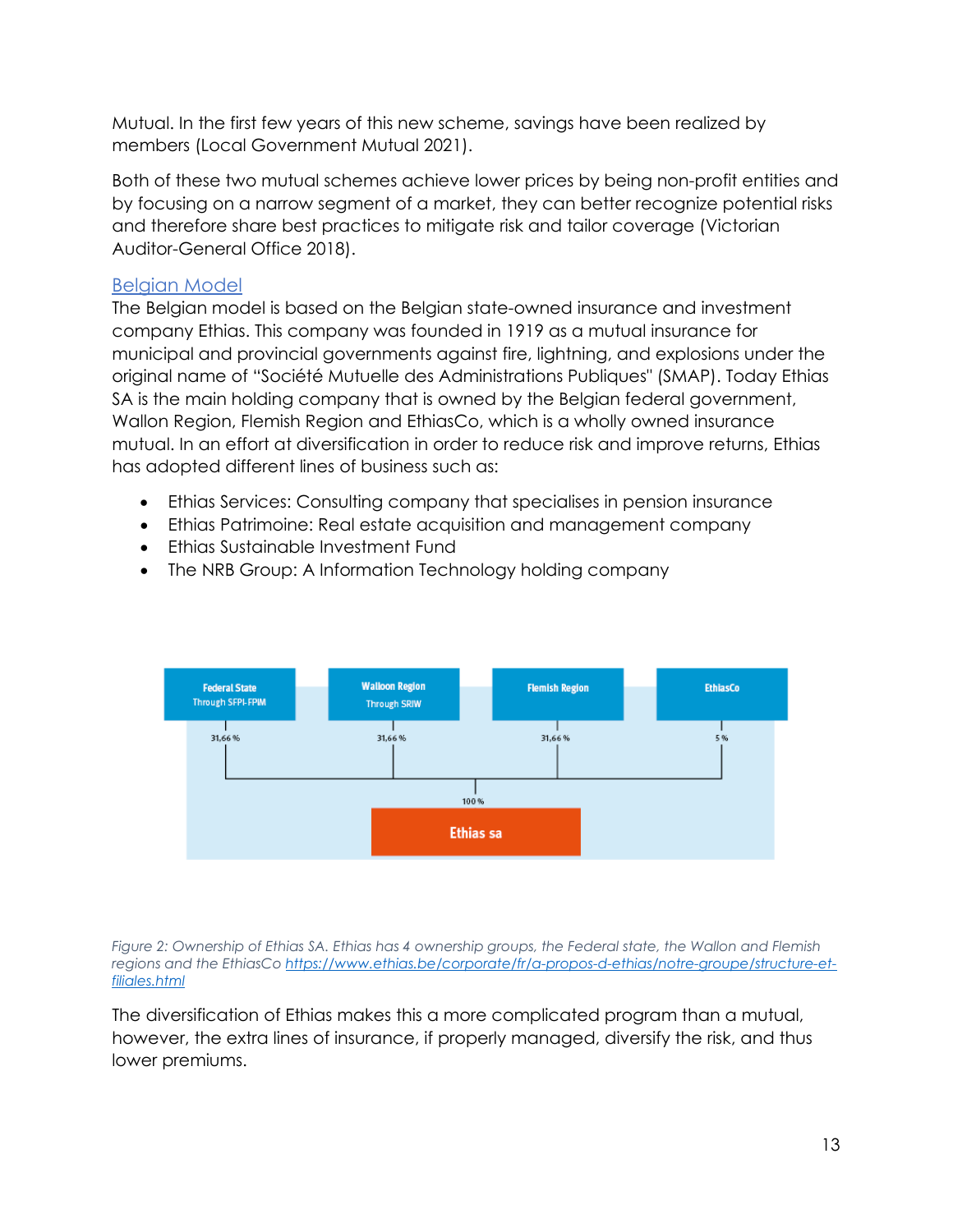Mutual. In the first few years of this new scheme, savings have been realized by members (Local Government Mutual 2021).

Both of these two mutual schemes achieve lower prices by being non-profit entities and by focusing on a narrow segment of a market, they can better recognize potential risks and therefore share best practices to mitigate risk and tailor coverage (Victorian Auditor-General Office 2018).

### Belgian Model

The Belgian model is based on the Belgian state-owned insurance and investment company Ethias. This company was founded in 1919 as a mutual insurance for municipal and provincial governments against fire, lightning, and explosions under the original name of "Société Mutuelle des Administrations Publiques" (SMAP). Today Ethias SA is the main holding company that is owned by the Belgian federal government, Wallon Region, Flemish Region and EthiasCo, which is a wholly owned insurance mutual. In an effort at diversification in order to reduce risk and improve returns, Ethias has adopted different lines of business such as:

- Ethias Services: Consulting company that specialises in pension insurance
- Ethias Patrimoine: Real estate acquisition and management company
- Ethias Sustainable Investment Fund
- The NRB Group: A Information Technology holding company

*Figure 2: Ownership of Ethias SA. Ethias has 4 ownership groups, the Federal state, the Wallon and Flemish regions and the EthiasCo [https://www.ethias.be/corporate/fr/a-propos-d-ethias/notre-groupe/structure-et-filiales.html](https://www.ethias.be/corporate/fr/a-propos-d-ethias/notre-groupe/structure-et-filiales.html)*

The diversification of Ethias makes this a more complicated program than a mutual, however, the extra lines of insurance, if properly managed, diversify the risk, and thus lower premiums.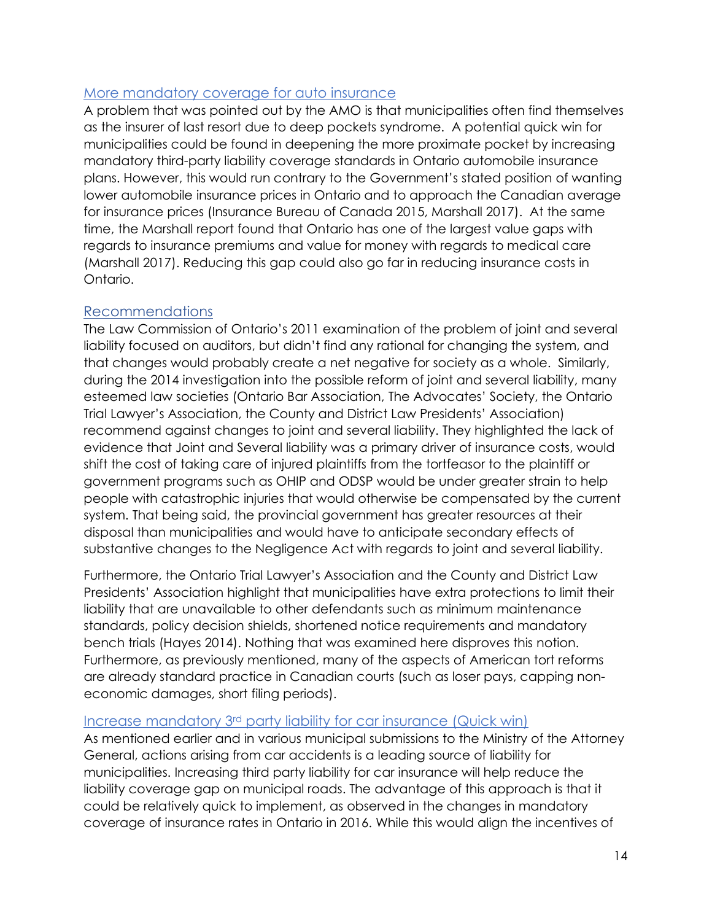## More mandatory coverage for auto insurance

A problem that was pointed out by the AMO is that municipalities often find themselves as the insurer of last resort due to deep pockets syndrome. A potential quick win for municipalities could be found in deepening the more proximate pocket by increasing mandatory third-party liability coverage standards in Ontario automobile insurance plans. However, this would run contrary to the Government's stated position of wanting lower automobile insurance prices in Ontario and to approach the Canadian average for insurance prices (Insurance Bureau of Canada 2015, Marshall 2017). At the same time, the Marshall report found that Ontario has one of the largest value gaps with regards to insurance premiums and value for money with regards to medical care (Marshall 2017). Reducing this gap could also go far in reducing insurance costs in Ontario.

## Recommendations

The Law Commission of Ontario's 2011 examination of the problem of joint and several liability focused on auditors, but didn't find any rational for changing the system, and that changes would probably create a net negative for society as a whole. Similarly, during the 2014 investigation into the possible reform of joint and several liability, many esteemed law societies (Ontario Bar Association, The Advocates' Society, the Ontario Trial Lawyer's Association, the County and District Law Presidents' Association) recommend against changes to joint and several liability. They highlighted the lack of evidence that Joint and Several liability was a primary driver of insurance costs, would shift the cost of taking care of injured plaintiffs from the tortfeasor to the plaintiff or government programs such as OHIP and ODSP would be under greater strain to help people with catastrophic injuries that would otherwise be compensated by the current system. That being said, the provincial government has greater resources at their disposal than municipalities and would have to anticipate secondary effects of substantive changes to the Negligence Act with regards to joint and several liability.

Furthermore, the Ontario Trial Lawyer's Association and the County and District Law Presidents' Association highlight that municipalities have extra protections to limit their liability that are unavailable to other defendants such as minimum maintenance standards, policy decision shields, shortened notice requirements and mandatory bench trials (Hayes 2014). Nothing that was examined here disproves this notion. Furthermore, as previously mentioned, many of the aspects of American tort reforms are already standard practice in Canadian courts (such as loser pays, capping non-economic damages, short filing periods).

### Increase mandatory 3rd party liability for car insurance (Quick win)

As mentioned earlier and in various municipal submissions to the Ministry of the Attorney General, actions arising from car accidents is a leading source of liability for municipalities. Increasing third party liability for car insurance will help reduce the liability coverage gap on municipal roads. The advantage of this approach is that it could be relatively quick to implement, as observed in the changes in mandatory coverage of insurance rates in Ontario in 2016. While this would align the incentives of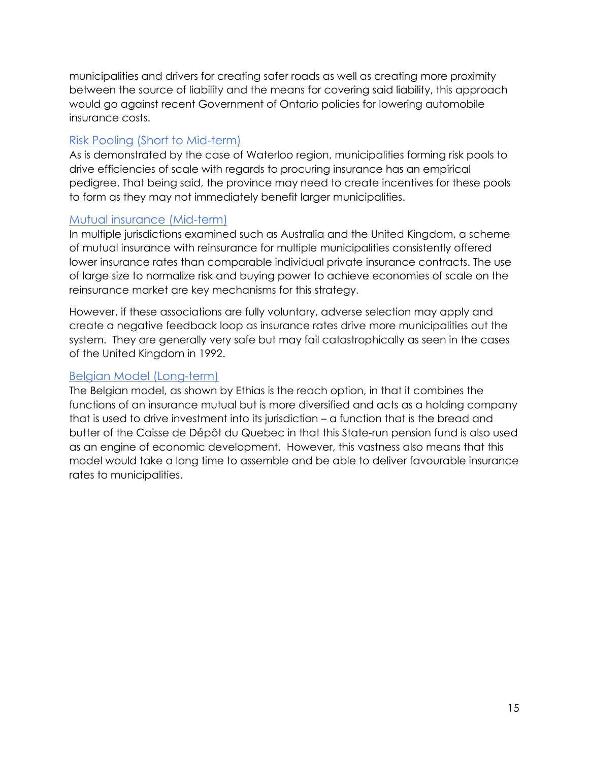municipalities and drivers for creating safer roads as well as creating more proximity between the source of liability and the means for covering said liability, this approach would go against recent Government of Ontario policies for lowering automobile insurance costs.

### Risk Pooling (Short to Mid-term)

As is demonstrated by the case of Waterloo region, municipalities forming risk pools to drive efficiencies of scale with regards to procuring insurance has an empirical pedigree. That being said, the province may need to create incentives for these pools to form as they may not immediately benefit larger municipalities.

### Mutual insurance (Mid-term)

In multiple jurisdictions examined such as Australia and the United Kingdom, a scheme of mutual insurance with reinsurance for multiple municipalities consistently offered lower insurance rates than comparable individual private insurance contracts. The use of large size to normalize risk and buying power to achieve economies of scale on the reinsurance market are key mechanisms for this strategy.

However, if these associations are fully voluntary, adverse selection may apply and create a negative feedback loop as insurance rates drive more municipalities out the system. They are generally very safe but may fail catastrophically as seen in the cases of the United Kingdom in 1992.

### Belgian Model (Long-term)

The Belgian model, as shown by Ethias is the reach option, in that it combines the functions of an insurance mutual but is more diversified and acts as a holding company that is used to drive investment into its jurisdiction – a function that is the bread and butter of the Caisse de Dépôt du Quebec in that this State-run pension fund is also used as an engine of economic development. However, this vastness also means that this model would take a long time to assemble and be able to deliver favourable insurance rates to municipalities.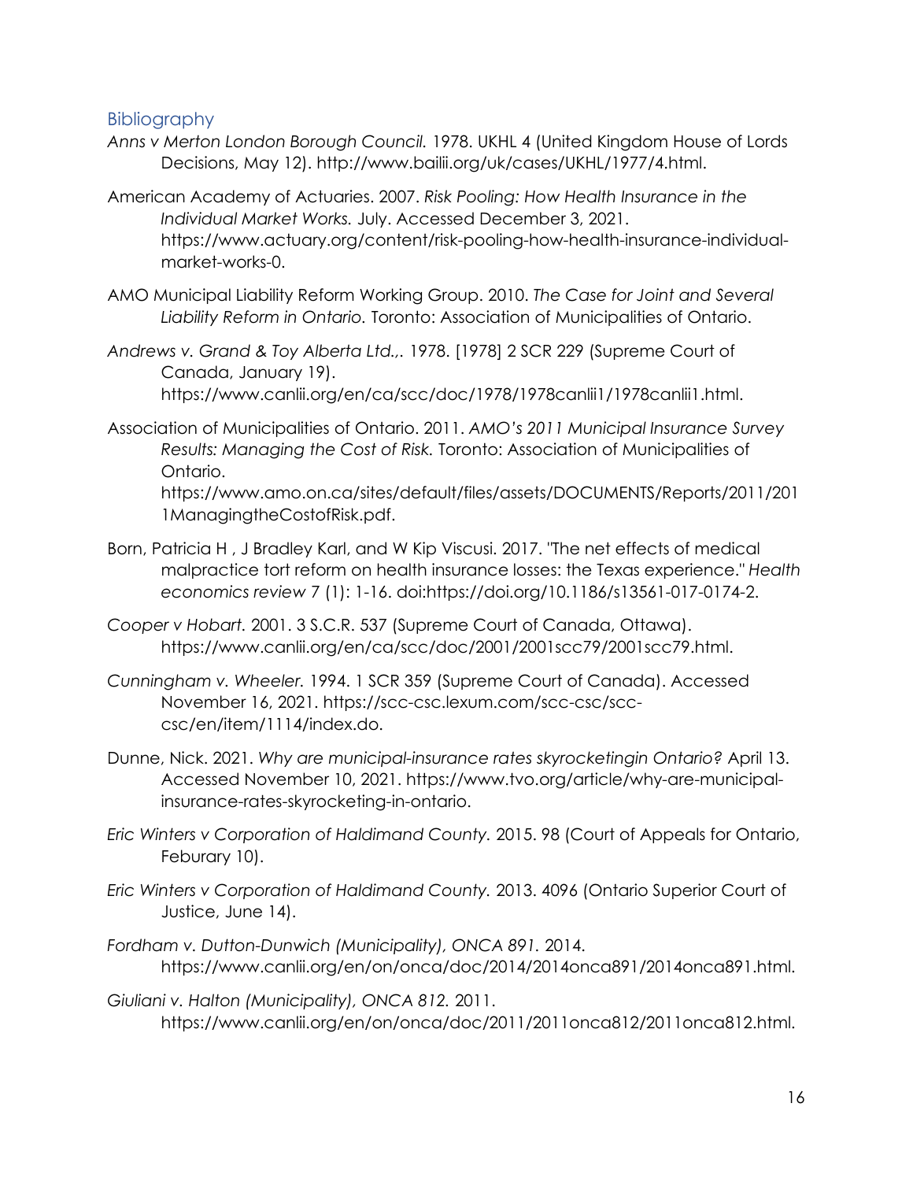## Bibliography

*Anns v Merton London Borough Council.* 1978. UKHL 4 (United Kingdom House of Lords Decisions, May 12). http://www.bailii.org/uk/cases/UKHL/1977/4.html.

American Academy of Actuaries. 2007. *Risk Pooling: How Health Insurance in the Individual Market Works.* July. Accessed December 3, 2021. https://www.actuary.org/content/risk-pooling-how-health-insurance-individual-market-works-0.

AMO Municipal Liability Reform Working Group. 2010. *The Case for Joint and Several Liability Reform in Ontario.* Toronto: Association of Municipalities of Ontario.

*Andrews v. Grand & Toy Alberta Ltd.,.* 1978. [1978] 2 SCR 229 (Supreme Court of Canada, January 19). https://www.canlii.org/en/ca/scc/doc/1978/1978canlii1/1978canlii1.html.

Association of Municipalities of Ontario. 2011. *AMO's 2011 Municipal Insurance Survey Results: Managing the Cost of Risk.* Toronto: Association of Municipalities of Ontario. https://www.amo.on.ca/sites/default/files/assets/DOCUMENTS/Reports/2011/2011ManagingtheCostofRisk.pdf.

Born, Patricia H , J Bradley Karl, and W Kip Viscusi. 2017. "The net effects of medical malpractice tort reform on health insurance losses: the Texas experience." *Health economics review* 7 (1): 1-16. doi:https://doi.org/10.1186/s13561-017-0174-2.

*Cooper v Hobart.* 2001. 3 S.C.R. 537 (Supreme Court of Canada, Ottawa). https://www.canlii.org/en/ca/scc/doc/2001/2001scc79/2001scc79.html.

*Cunningham v. Wheeler.* 1994. 1 SCR 359 (Supreme Court of Canada). Accessed November 16, 2021. https://scc-csc.lexum.com/scc-csc/scc-csc/en/item/1114/index.do.

Dunne, Nick. 2021. *Why are municipal-insurance rates skyrocketingin Ontario?* April 13. Accessed November 10, 2021. https://www.tvo.org/article/why-are-municipal-insurance-rates-skyrocketing-in-ontario.

*Eric Winters v Corporation of Haldimand County.* 2015. 98 (Court of Appeals for Ontario, Feburary 10).

*Eric Winters v Corporation of Haldimand County.* 2013. 4096 (Ontario Superior Court of Justice, June 14).

*Fordham v. Dutton-Dunwich (Municipality), ONCA 891.* 2014. https://www.canlii.org/en/on/onca/doc/2014/2014onca891/2014onca891.html.

*Giuliani v. Halton (Municipality), ONCA 812.* 2011. https://www.canlii.org/en/on/onca/doc/2011/2011onca812/2011onca812.html.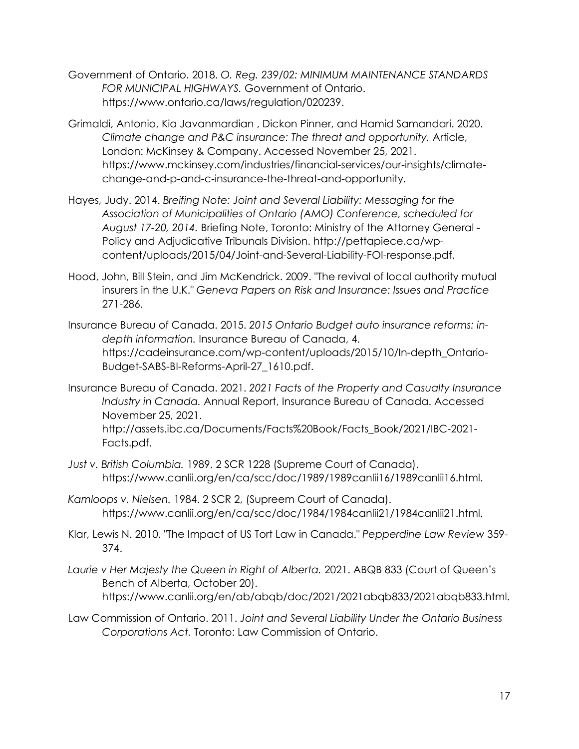Government of Ontario. 2018. *O. Reg. 239/02: MINIMUM MAINTENANCE STANDARDS FOR MUNICIPAL HIGHWAYS.* Government of Ontario. https://www.ontario.ca/laws/regulation/020239.

Grimaldi, Antonio, Kia Javanmardian , Dickon Pinner, and Hamid Samandari. 2020. *Climate change and P&C insurance: The threat and opportunity.* Article, London: McKinsey & Company. Accessed November 25, 2021. https://www.mckinsey.com/industries/financial-services/our-insights/climate-change-and-p-and-c-insurance-the-threat-and-opportunity.

Hayes, Judy. 2014. *Breifing Note: Joint and Several Liability: Messaging for the Association of Municipalities of Ontario (AMO) Conference, scheduled for August 17-20, 2014.* Briefing Note, Toronto: Ministry of the Attorney General - Policy and Adjudicative Tribunals Division. http://pettapiece.ca/wp-content/uploads/2015/04/Joint-and-Several-Liability-FOI-response.pdf.

Hood, John, Bill Stein, and Jim McKendrick. 2009. "The revival of local authority mutual insurers in the U.K." *Geneva Papers on Risk and Insurance: Issues and Practice* 271-286.

Insurance Bureau of Canada. 2015. *2015 Ontario Budget auto insurance reforms: in-depth information.* Insurance Bureau of Canada, 4. https://cadeinsurance.com/wp-content/uploads/2015/10/In-depth_Ontario-Budget-SABS-BI-Reforms-April-27_1610.pdf.

Insurance Bureau of Canada. 2021. *2021 Facts of the Property and Casualty Insurance Industry in Canada.* Annual Report, Insurance Bureau of Canada. Accessed November 25, 2021. http://assets.ibc.ca/Documents/Facts%20Book/Facts_Book/2021/IBC-2021-Facts.pdf.

*Just v. British Columbia.* 1989. 2 SCR 1228 (Supreme Court of Canada). https://www.canlii.org/en/ca/scc/doc/1989/1989canlii16/1989canlii16.html.

*Kamloops v. Nielsen.* 1984. 2 SCR 2, (Supreem Court of Canada). https://www.canlii.org/en/ca/scc/doc/1984/1984canlii21/1984canlii21.html.

Klar, Lewis N. 2010. "The Impact of US Tort Law in Canada." *Pepperdine Law Review* 359-374.

*Laurie v Her Majesty the Queen in Right of Alberta.* 2021. ABQB 833 (Court of Queen's Bench of Alberta, October 20). https://www.canlii.org/en/ab/abqb/doc/2021/2021abqb833/2021abqb833.html.

Law Commission of Ontario. 2011. *Joint and Several Liability Under the Ontario Business Corporations Act.* Toronto: Law Commission of Ontario.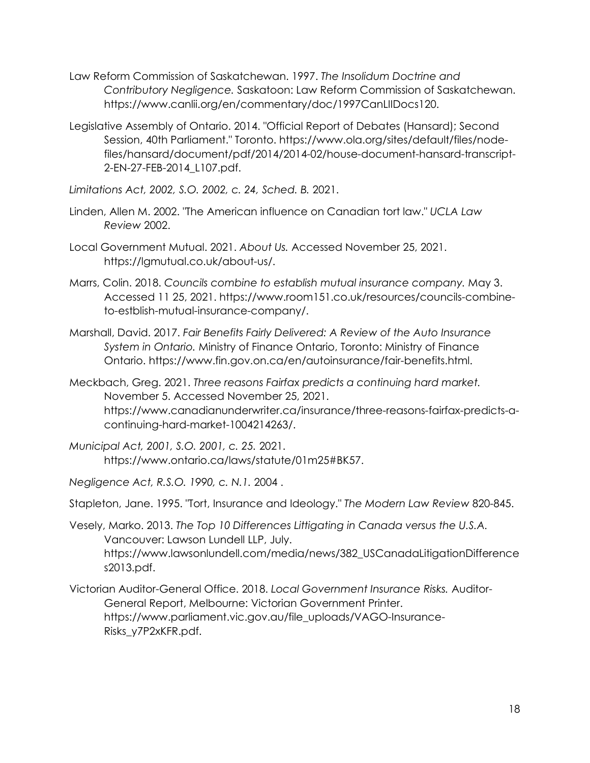Law Reform Commission of Saskatchewan. 1997. *The Insolidum Doctrine and Contributory Negligence.* Saskatoon: Law Reform Commission of Saskatchewan. https://www.canlii.org/en/commentary/doc/1997CanLIIDocs120.

Legislative Assembly of Ontario. 2014. "Official Report of Debates (Hansard); Second Session, 40th Parliament." Toronto. https://www.ola.org/sites/default/files/node-files/hansard/document/pdf/2014/2014-02/house-document-hansard-transcript-2-EN-27-FEB-2014_L107.pdf.

*Limitations Act, 2002, S.O. 2002, c. 24, Sched. B.* 2021.

Linden, Allen M. 2002. "The American influence on Canadian tort law." *UCLA Law Review* 2002.

Local Government Mutual. 2021. *About Us.* Accessed November 25, 2021. https://lgmutual.co.uk/about-us/.

Marrs, Colin. 2018. *Councils combine to establish mutual insurance company.* May 3. Accessed 11 25, 2021. https://www.room151.co.uk/resources/councils-combine-to-estblish-mutual-insurance-company/.

Marshall, David. 2017. *Fair Benefits Fairly Delivered: A Review of the Auto Insurance System in Ontario.* Ministry of Finance Ontario, Toronto: Ministry of Finance Ontario. https://www.fin.gov.on.ca/en/autoinsurance/fair-benefits.html.

Meckbach, Greg. 2021. *Three reasons Fairfax predicts a continuing hard market.* November 5. Accessed November 25, 2021. https://www.canadianunderwriter.ca/insurance/three-reasons-fairfax-predicts-a-continuing-hard-market-1004214263/.

*Municipal Act, 2001, S.O. 2001, c. 25.* 2021. https://www.ontario.ca/laws/statute/01m25#BK57.

*Negligence Act, R.S.O. 1990, c. N.1.* 2004 .

Stapleton, Jane. 1995. "Tort, Insurance and Ideology." *The Modern Law Review* 820-845.

Vesely, Marko. 2013. *The Top 10 Differences Littigating in Canada versus the U.S.A.* Vancouver: Lawson Lundell LLP, July. https://www.lawsonlundell.com/media/news/382_USCanadaLitigationDifferences2013.pdf.

Victorian Auditor-General Office. 2018. *Local Government Insurance Risks.* Auditor-General Report, Melbourne: Victorian Government Printer. https://www.parliament.vic.gov.au/file_uploads/VAGO-Insurance-Risks_y7P2xKFR.pdf.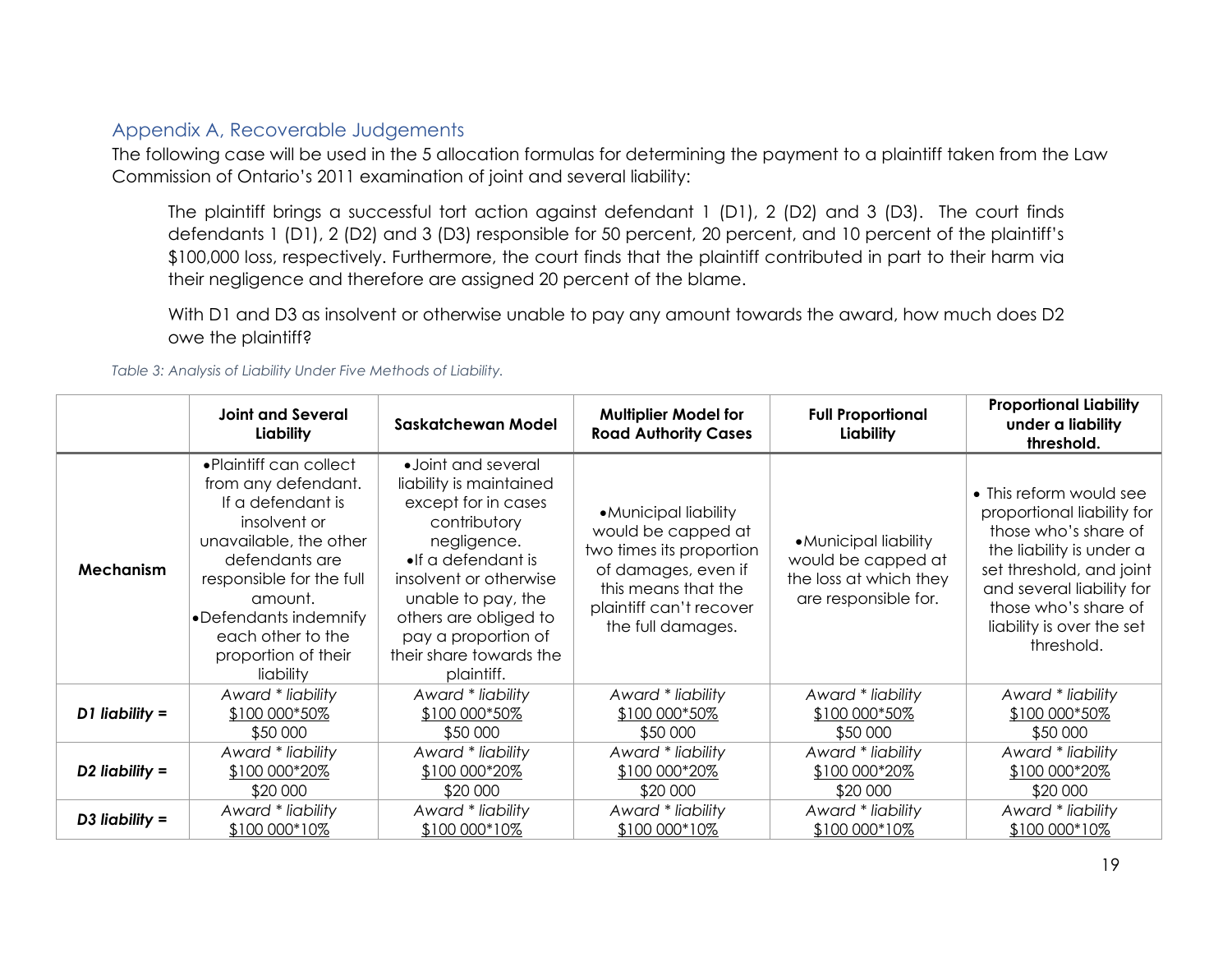## Appendix A, Recoverable Judgements

The following case will be used in the 5 allocation formulas for determining the payment to a plaintiff taken from the Law Commission of Ontario's 2011 examination of joint and several liability:

> The plaintiff brings a successful tort action against defendant 1 (D1), 2 (D2) and 3 (D3). The court finds defendants 1 (D1), 2 (D2) and 3 (D3) responsible for 50 percent, 20 percent, and 10 percent of the plaintiff's $100,000 loss, respectively. Furthermore, the court finds that the plaintiff contributed in part to their harm via their negligence and therefore are assigned 20 percent of the blame.
>
> With D1 and D3 as insolvent or otherwise unable to pay any amount towards the award, how much does D2 owe the plaintiff?

*Table 3: Analysis of Liability Under Five Methods of Liability.*

| | Joint and Several Liability | Saskatchewan Model | Multiplier Model for Road Authority Cases | Full Proportional Liability | Proportional Liability under a liability threshold. |
|---|---|---|---|---|---|
| **Mechanism** | • Plaintiff can collect from any defendant. If a defendant is insolvent or unavailable, the other defendants are responsible for the full amount.<br>• Defendants indemnify each other to the proportion of their liability | • Joint and several liability is maintained except for in cases contributory negligence.<br>• If a defendant is insolvent or otherwise unable to pay, the others are obliged to pay a proportion of their share towards the plaintiff. | • Municipal liability would be capped at two times its proportion of damages, even if this means that the plaintiff can't recover the full damages. | • Municipal liability would be capped at the loss at which they are responsible for. | • This reform would see proportional liability for those who's share of the liability is under a set threshold, and joint and several liability for those who's share of liability is over the set threshold. |
| ***D1 liability =*** | *Award * liability*<br>$100 000*50%<br>$50 000 | *Award * liability*<br>$100 000*50%<br>$50 000 | *Award * liability*<br>$100 000*50%<br>$50 000 | *Award * liability*<br>$100 000*50%<br>$50 000 | *Award * liability*<br>$100 000*50%<br>$50 000 |
| ***D2 liability =*** | *Award * liability*<br>$100 000*20%<br>$20 000 | *Award * liability*<br>$100 000*20%<br>$20 000 | *Award * liability*<br>$100 000*20%<br>$20 000 | *Award * liability*<br>$100 000*20%<br>$20 000 | *Award * liability*<br>$100 000*20%<br>$20 000 |
| ***D3 liability =*** | *Award * liability*<br>$100 000*10% | *Award * liability*<br>$100 000*10% | *Award * liability*<br>$100 000*10% | *Award * liability*<br>$100 000*10% | *Award * liability*<br>$100 000*10% |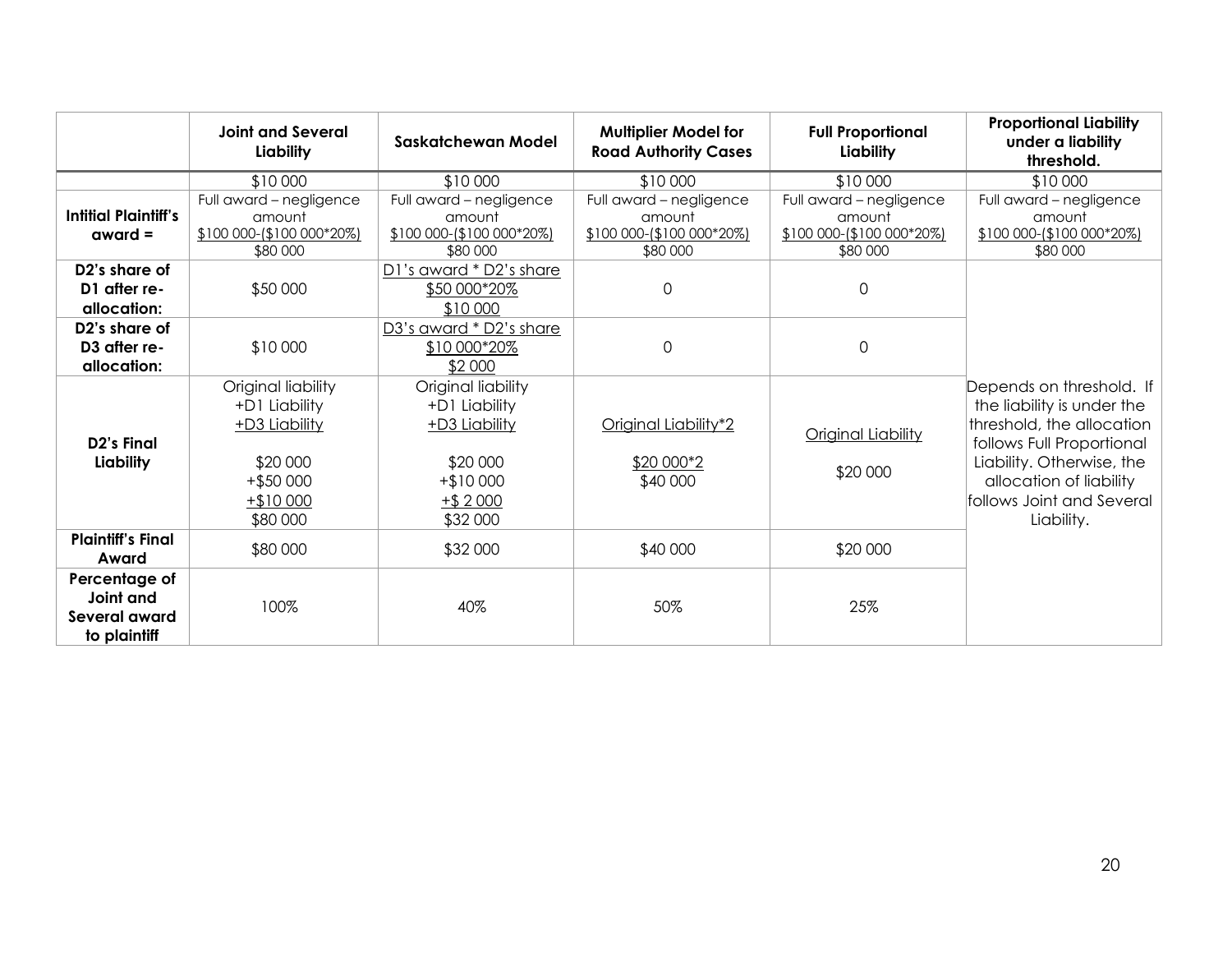| | Joint and Several Liability | Saskatchewan Model | Multiplier Model for Road Authority Cases | Full Proportional Liability | Proportional Liability under a liability threshold. |
|---|---|---|---|---|---|
| | $10 000 | $10 000 | $10 000 | $10 000 | $10 000 |
| **Intitial Plaintiff's award =** | Full award – negligence amount<br>$100 000-($100 000*20%)<br>$80 000 | Full award – negligence amount<br>$100 000-($100 000*20%)<br>$80 000 | Full award – negligence amount<br>$100 000-($100 000*20%)<br>$80 000 | Full award – negligence amount<br>$100 000-($100 000*20%)<br>$80 000 | Full award – negligence amount<br>$100 000-($100 000*20%)<br>$80 000 |
| **D2's share of D1 after re-allocation:** | $50 000 | D1's award * D2's share<br>$50 000*20%<br>$10 000 | 0 | 0 | Depends on threshold. If the liability is under the threshold, the allocation follows Full Proportional Liability. Otherwise, the allocation of liability follows Joint and Several Liability. |
| **D2's share of D3 after re-allocation:** | $10 000 | D3's award * D2's share<br>$10 000*20%<br>$2 000 | 0 | 0 | |
| **D2's Final Liability** | Original liability<br>+D1 Liability<br>+D3 Liability<br><br>$20 000<br>+$50 000<br>+$10 000<br>$80 000 | Original liability<br>+D1 Liability<br>+D3 Liability<br><br>$20 000<br>+$10 000<br>+$ 2 000<br>$32 000 | Original Liability*2<br><br>$20 000*2<br>$40 000 | Original Liability<br><br>$20 000 | |
| **Plaintiff's Final Award** | $80 000 | $32 000 | $40 000 | $20 000 | |
| **Percentage of Joint and Several award to plaintiff** | 100% | 40% | 50% | 25% | |